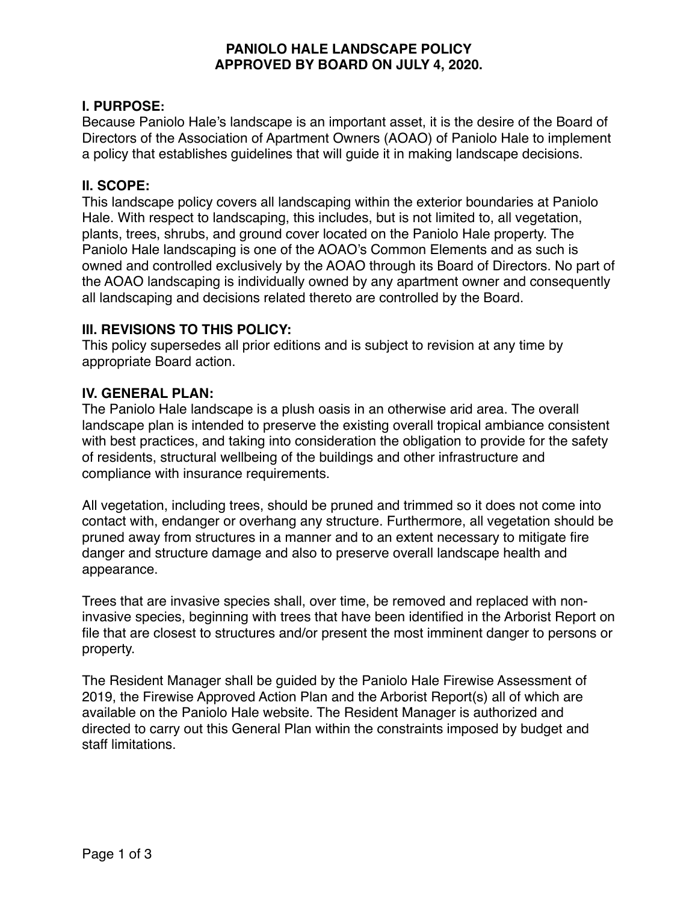# PANIOLO HALE LANDSCAPE POLICY
# APPROVED BY BOARD ON JULY 4, 2020.

## I. PURPOSE:

Because Paniolo Hale's landscape is an important asset, it is the desire of the Board of Directors of the Association of Apartment Owners (AOAO) of Paniolo Hale to implement a policy that establishes guidelines that will guide it in making landscape decisions.

## II. SCOPE:

This landscape policy covers all landscaping within the exterior boundaries at Paniolo Hale. With respect to landscaping, this includes, but is not limited to, all vegetation, plants, trees, shrubs, and ground cover located on the Paniolo Hale property. The Paniolo Hale landscaping is one of the AOAO's Common Elements and as such is owned and controlled exclusively by the AOAO through its Board of Directors. No part of the AOAO landscaping is individually owned by any apartment owner and consequently all landscaping and decisions related thereto are controlled by the Board.

## III. REVISIONS TO THIS POLICY:

This policy supersedes all prior editions and is subject to revision at any time by appropriate Board action.

## IV. GENERAL PLAN:

The Paniolo Hale landscape is a plush oasis in an otherwise arid area. The overall landscape plan is intended to preserve the existing overall tropical ambiance consistent with best practices, and taking into consideration the obligation to provide for the safety of residents, structural wellbeing of the buildings and other infrastructure and compliance with insurance requirements.

All vegetation, including trees, should be pruned and trimmed so it does not come into contact with, endanger or overhang any structure. Furthermore, all vegetation should be pruned away from structures in a manner and to an extent necessary to mitigate fire danger and structure damage and also to preserve overall landscape health and appearance.

Trees that are invasive species shall, over time, be removed and replaced with non-invasive species, beginning with trees that have been identified in the Arborist Report on file that are closest to structures and/or present the most imminent danger to persons or property.

The Resident Manager shall be guided by the Paniolo Hale Firewise Assessment of 2019, the Firewise Approved Action Plan and the Arborist Report(s) all of which are available on the Paniolo Hale website. The Resident Manager is authorized and directed to carry out this General Plan within the constraints imposed by budget and staff limitations.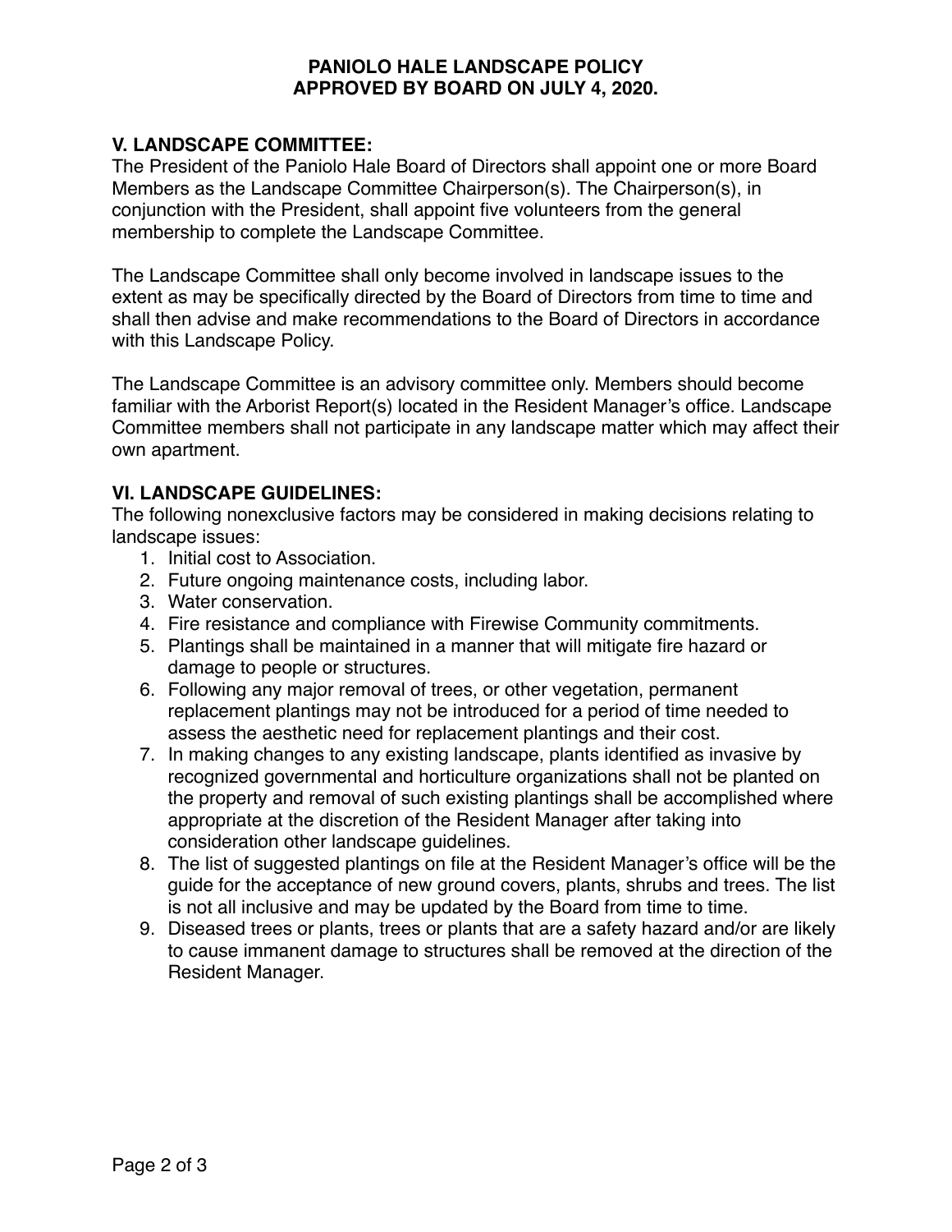**PANIOLO HALE LANDSCAPE POLICY**
**APPROVED BY BOARD ON JULY 4, 2020.**

## V. LANDSCAPE COMMITTEE:

The President of the Paniolo Hale Board of Directors shall appoint one or more Board Members as the Landscape Committee Chairperson(s). The Chairperson(s), in conjunction with the President, shall appoint five volunteers from the general membership to complete the Landscape Committee.

The Landscape Committee shall only become involved in landscape issues to the extent as may be specifically directed by the Board of Directors from time to time and shall then advise and make recommendations to the Board of Directors in accordance with this Landscape Policy.

The Landscape Committee is an advisory committee only. Members should become familiar with the Arborist Report(s) located in the Resident Manager's office. Landscape Committee members shall not participate in any landscape matter which may affect their own apartment.

## VI. LANDSCAPE GUIDELINES:

The following nonexclusive factors may be considered in making decisions relating to landscape issues:

1. Initial cost to Association.
2. Future ongoing maintenance costs, including labor.
3. Water conservation.
4. Fire resistance and compliance with Firewise Community commitments.
5. Plantings shall be maintained in a manner that will mitigate fire hazard or damage to people or structures.
6. Following any major removal of trees, or other vegetation, permanent replacement plantings may not be introduced for a period of time needed to assess the aesthetic need for replacement plantings and their cost.
7. In making changes to any existing landscape, plants identified as invasive by recognized governmental and horticulture organizations shall not be planted on the property and removal of such existing plantings shall be accomplished where appropriate at the discretion of the Resident Manager after taking into consideration other landscape guidelines.
8. The list of suggested plantings on file at the Resident Manager's office will be the guide for the acceptance of new ground covers, plants, shrubs and trees. The list is not all inclusive and may be updated by the Board from time to time.
9. Diseased trees or plants, trees or plants that are a safety hazard and/or are likely to cause immanent damage to structures shall be removed at the direction of the Resident Manager.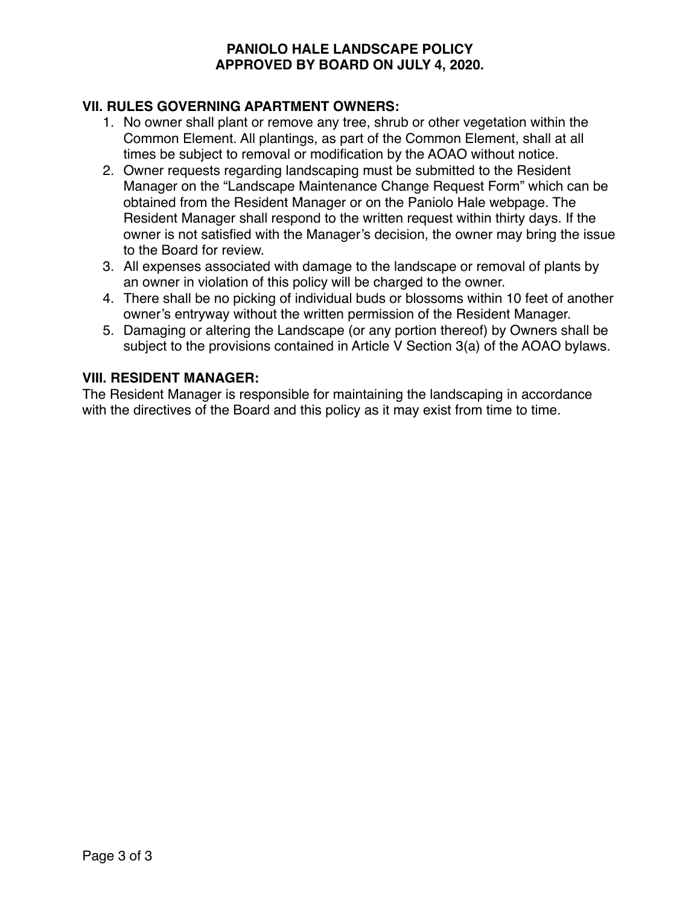## VII. RULES GOVERNING APARTMENT OWNERS:

1. No owner shall plant or remove any tree, shrub or other vegetation within the Common Element. All plantings, as part of the Common Element, shall at all times be subject to removal or modification by the AOAO without notice.
2. Owner requests regarding landscaping must be submitted to the Resident Manager on the "Landscape Maintenance Change Request Form" which can be obtained from the Resident Manager or on the Paniolo Hale webpage. The Resident Manager shall respond to the written request within thirty days. If the owner is not satisfied with the Manager's decision, the owner may bring the issue to the Board for review.
3. All expenses associated with damage to the landscape or removal of plants by an owner in violation of this policy will be charged to the owner.
4. There shall be no picking of individual buds or blossoms within 10 feet of another owner's entryway without the written permission of the Resident Manager.
5. Damaging or altering the Landscape (or any portion thereof) by Owners shall be subject to the provisions contained in Article V Section 3(a) of the AOAO bylaws.

## VIII. RESIDENT MANAGER:

The Resident Manager is responsible for maintaining the landscaping in accordance with the directives of the Board and this policy as it may exist from time to time.